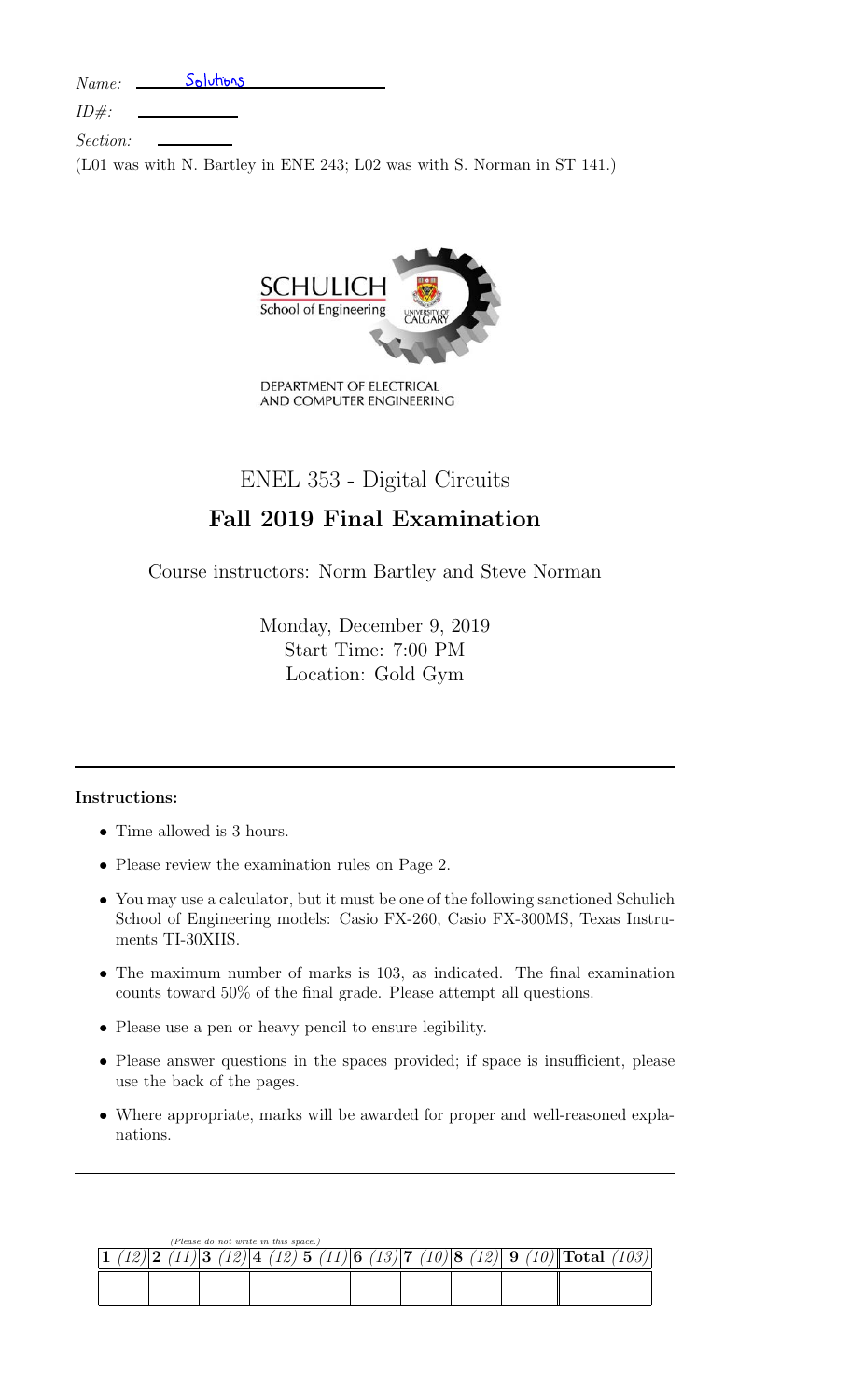*Name:* Solutions

*ID#:*

*Section:*

(L01 was with N. Bartley in ENE 243; L02 was with S. Norman in ST 141.)

DEPARTMENT OF ELECTRICAL AND COMPUTER ENGINEERING

# ENEL 353 - Digital Circuits

## Fall 2019 Final Examination

Course instructors: Norm Bartley and Steve Norman

Monday, December 9, 2019
Start Time: 7:00 PM
Location: Gold Gym

---

**Instructions:**

- Time allowed is 3 hours.
- Please review the examination rules on Page 2.
- You may use a calculator, but it must be one of the following sanctioned Schulich School of Engineering models: Casio FX-260, Casio FX-300MS, Texas Instruments TI-30XIIS.
- The maximum number of marks is 103, as indicated. The final examination counts toward 50% of the final grade. Please attempt all questions.
- Please use a pen or heavy pencil to ensure legibility.
- Please answer questions in the spaces provided; if space is insufficient, please use the back of the pages.
- Where appropriate, marks will be awarded for proper and well-reasoned explanations.

---

*(Please do not write in this space.)*

| **1** *(12)* | **2** *(11)* | **3** *(12)* | **4** *(12)* | **5** *(11)* | **6** *(13)* | **7** *(10)* | **8** *(12)* | **9** *(10)* | **Total** *(103)* |
|---|---|---|---|---|---|---|---|---|---|
| | | | | | | | | | |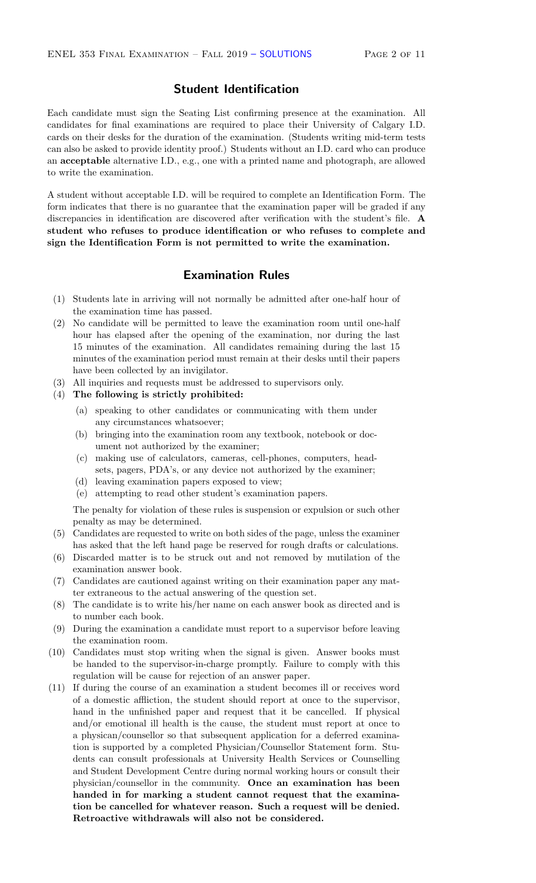## Student Identification

Each candidate must sign the Seating List confirming presence at the examination. All candidates for final examinations are required to place their University of Calgary I.D. cards on their desks for the duration of the examination. (Students writing mid-term tests can also be asked to provide identity proof.) Students without an I.D. card who can produce an **acceptable** alternative I.D., e.g., one with a printed name and photograph, are allowed to write the examination.

A student without acceptable I.D. will be required to complete an Identification Form. The form indicates that there is no guarantee that the examination paper will be graded if any discrepancies in identification are discovered after verification with the student's file. **A student who refuses to produce identification or who refuses to complete and sign the Identification Form is not permitted to write the examination.**

## Examination Rules

(1) Students late in arriving will not normally be admitted after one-half hour of the examination time has passed.

(2) No candidate will be permitted to leave the examination room until one-half hour has elapsed after the opening of the examination, nor during the last 15 minutes of the examination. All candidates remaining during the last 15 minutes of the examination period must remain at their desks until their papers have been collected by an invigilator.

(3) All inquiries and requests must be addressed to supervisors only.

(4) **The following is strictly prohibited:**

   (a) speaking to other candidates or communicating with them under any circumstances whatsoever;

   (b) bringing into the examination room any textbook, notebook or document not authorized by the examiner;

   (c) making use of calculators, cameras, cell-phones, computers, headsets, pagers, PDA's, or any device not authorized by the examiner;

   (d) leaving examination papers exposed to view;

   (e) attempting to read other student's examination papers.

   The penalty for violation of these rules is suspension or expulsion or such other penalty as may be determined.

(5) Candidates are requested to write on both sides of the page, unless the examiner has asked that the left hand page be reserved for rough drafts or calculations.

(6) Discarded matter is to be struck out and not removed by mutilation of the examination answer book.

(7) Candidates are cautioned against writing on their examination paper any matter extraneous to the actual answering of the question set.

(8) The candidate is to write his/her name on each answer book as directed and is to number each book.

(9) During the examination a candidate must report to a supervisor before leaving the examination room.

(10) Candidates must stop writing when the signal is given. Answer books must be handed to the supervisor-in-charge promptly. Failure to comply with this regulation will be cause for rejection of an answer paper.

(11) If during the course of an examination a student becomes ill or receives word of a domestic affliction, the student should report at once to the supervisor, hand in the unfinished paper and request that it be cancelled. If physical and/or emotional ill health is the cause, the student must report at once to a physican/counsellor so that subsequent application for a deferred examination is supported by a completed Physician/Counsellor Statement form. Students can consult professionals at University Health Services or Counselling and Student Development Centre during normal working hours or consult their physician/counsellor in the community. **Once an examination has been handed in for marking a student cannot request that the examination be cancelled for whatever reason. Such a request will be denied. Retroactive withdrawals will also not be considered.**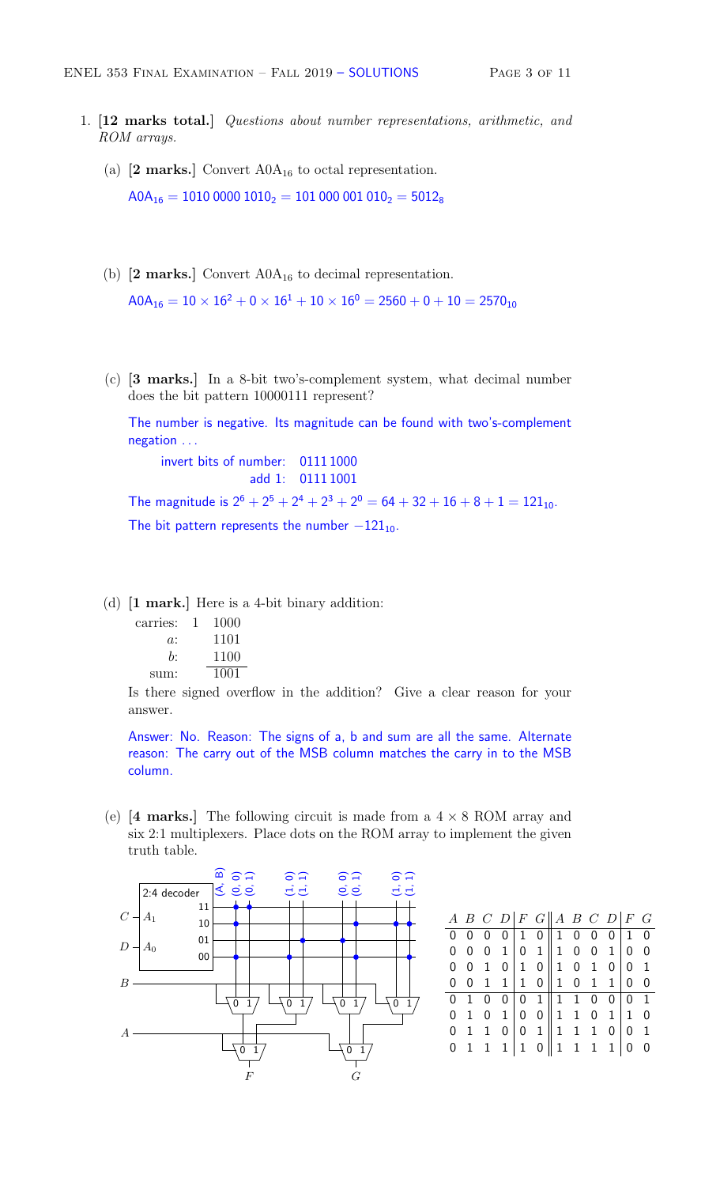1. **[12 marks total.]** *Questions about number representations, arithmetic, and ROM arrays.*

   (a) **[2 marks.]** Convert $\text{A0A}_{16}$ to octal representation.

   $\text{A0A}_{16} = 1010\ 0000\ 1010_2 = 101\ 000\ 001\ 010_2 = 5012_8$

   (b) **[2 marks.]** Convert $\text{A0A}_{16}$ to decimal representation.

   $\text{A0A}_{16} = 10 \times 16^2 + 0 \times 16^1 + 10 \times 16^0 = 2560 + 0 + 10 = 2570_{10}$

   (c) **[3 marks.]** In a 8-bit two's-complement system, what decimal number does the bit pattern 10000111 represent?

   The number is negative. Its magnitude can be found with two's-complement negation ...

   ```
   invert bits of number:   0111 1000
                  add 1:    0111 1001
   ```

   The magnitude is $2^6 + 2^5 + 2^4 + 2^3 + 2^0 = 64 + 32 + 16 + 8 + 1 = 121_{10}$.

   The bit pattern represents the number $-121_{10}$.

   (d) **[1 mark.]** Here is a 4-bit binary addition:

   ```
   carries:  1  1000
        a:      1101
        b:      1100
      sum:      1001
   ```

   Is there signed overflow in the addition? Give a clear reason for your answer.

   Answer: No. Reason: The signs of a, b and sum are all the same. Alternate reason: The carry out of the MSB column matches the carry in to the MSB column.

   (e) **[4 marks.]** The following circuit is made from a $4 \times 8$ ROM array and six 2:1 multiplexers. Place dots on the ROM array to implement the given truth table.

| A | B | C | D | F | G | A | B | C | D | F | G |
|---|---|---|---|---|---|---|---|---|---|---|---|
| 0 | 0 | 0 | 0 | 1 | 0 | 1 | 0 | 0 | 0 | 1 | 0 |
| 0 | 0 | 0 | 1 | 0 | 1 | 1 | 0 | 0 | 1 | 0 | 0 |
| 0 | 0 | 1 | 0 | 1 | 0 | 1 | 0 | 1 | 0 | 0 | 1 |
| 0 | 0 | 1 | 1 | 1 | 0 | 1 | 0 | 1 | 1 | 0 | 0 |
| 0 | 1 | 0 | 0 | 0 | 1 | 1 | 1 | 0 | 0 | 0 | 1 |
| 0 | 1 | 0 | 1 | 0 | 0 | 1 | 1 | 0 | 1 | 1 | 0 |
| 0 | 1 | 1 | 0 | 0 | 1 | 1 | 1 | 1 | 0 | 0 | 1 |
| 0 | 1 | 1 | 1 | 1 | 0 | 1 | 1 | 1 | 1 | 0 | 0 |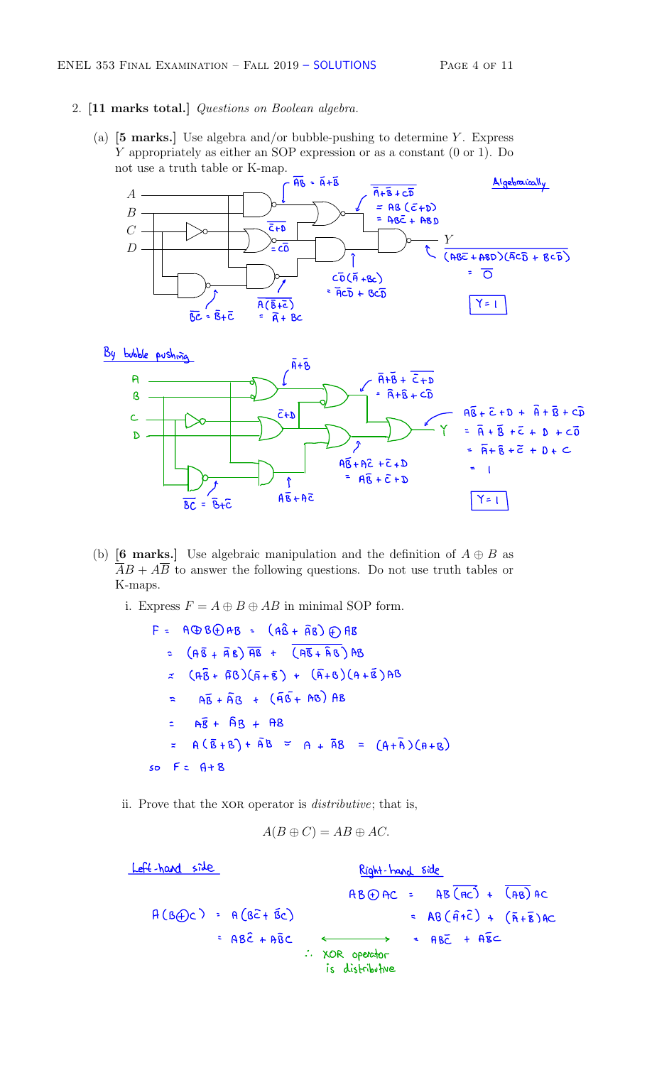2. **[11 marks total.]** *Questions on Boolean algebra.*

   (a) **[5 marks.]** Use algebra and/or bubble-pushing to determine $Y$. Express $Y$ appropriately as either an SOP expression or as a constant (0 or 1). Do not use a truth table or K-map.

   **Algebraically**

   $\overline{AB} = \bar{A} + \bar{B}$

   $\overline{\bar{C}+D} = C\bar{D}$

   $\overline{\bar{A}+\bar{B}+C\bar{D}} = AB(\bar{C}+D) = AB\bar{C} + ABD$

   $\overline{BC} = \bar{B}+\bar{C}$

   $\overline{A(\bar{B}+\bar{C})} = \bar{A} + BC$

   $C\bar{D}(\bar{A}+BC) = \bar{A}C\bar{D} + BC\bar{D}$

   $Y = \overline{(AB\bar{C} + ABD)(\bar{A}C\bar{D} + BC\bar{D})} = \bar{0}$

   $Y = 1$

   **By bubble pushing**

   $\bar{A}+\bar{B}$

   $\bar{C}+D$

   $\overline{BC} = \bar{B}+\bar{C}$

   $A\bar{B}+A\bar{C}$

   $\bar{A}+\bar{B} + \overline{\bar{C}+D} = \bar{A}+\bar{B}+C\bar{D}$

   $A\bar{B}+A\bar{C}+\bar{C}+D = A\bar{B}+\bar{C}+D$

   $A\bar{B}+\bar{C}+D + \bar{A}+\bar{B}+C\bar{D}$
   $= \bar{A}+\bar{B}+\bar{C}+D+C\bar{D}$
   $= \bar{A}+\bar{B}+\bar{C}+D+C$
   $= 1$

   $Y = 1$

   (b) **[6 marks.]** Use algebraic manipulation and the definition of $A \oplus B$ as $\bar{A}B + A\bar{B}$ to answer the following questions. Do not use truth tables or K-maps.

   i. Express $F = A \oplus B \oplus AB$ in minimal SOP form.

   $$
   \begin{aligned}
   F &= A \oplus B \oplus AB = (A\bar{B} + \bar{A}B) \oplus AB \\
   &= (A\bar{B} + \bar{A}B)\overline{AB} + \overline{(A\bar{B}+\bar{A}B)}AB \\
   &= (A\bar{B} + \bar{A}B)(\bar{A}+\bar{B}) + (\bar{A}+B)(A+\bar{B})AB \\
   &= A\bar{B} + \bar{A}B + (\bar{A}\bar{B} + AB)AB \\
   &= A\bar{B} + \bar{A}B + AB \\
   &= A(\bar{B}+B) + \bar{A}B = A + \bar{A}B = (A+\bar{A})(A+B)
   \end{aligned}
   $$

   so $F = A+B$

   ii. Prove that the XOR operator is *distributive*; that is,

   $$A(B \oplus C) = AB \oplus AC.$$

   Left-hand side

   $A(B\oplus C) = A(B\bar{C} + \bar{B}C) = AB\bar{C} + A\bar{B}C$

   Right-hand side

   $AB \oplus AC = AB\overline{(AC)} + \overline{(AB)}AC = AB(\bar{A}+\bar{C}) + (\bar{A}+\bar{B})AC = AB\bar{C} + A\bar{B}C$

   $\therefore$ XOR operator is distributive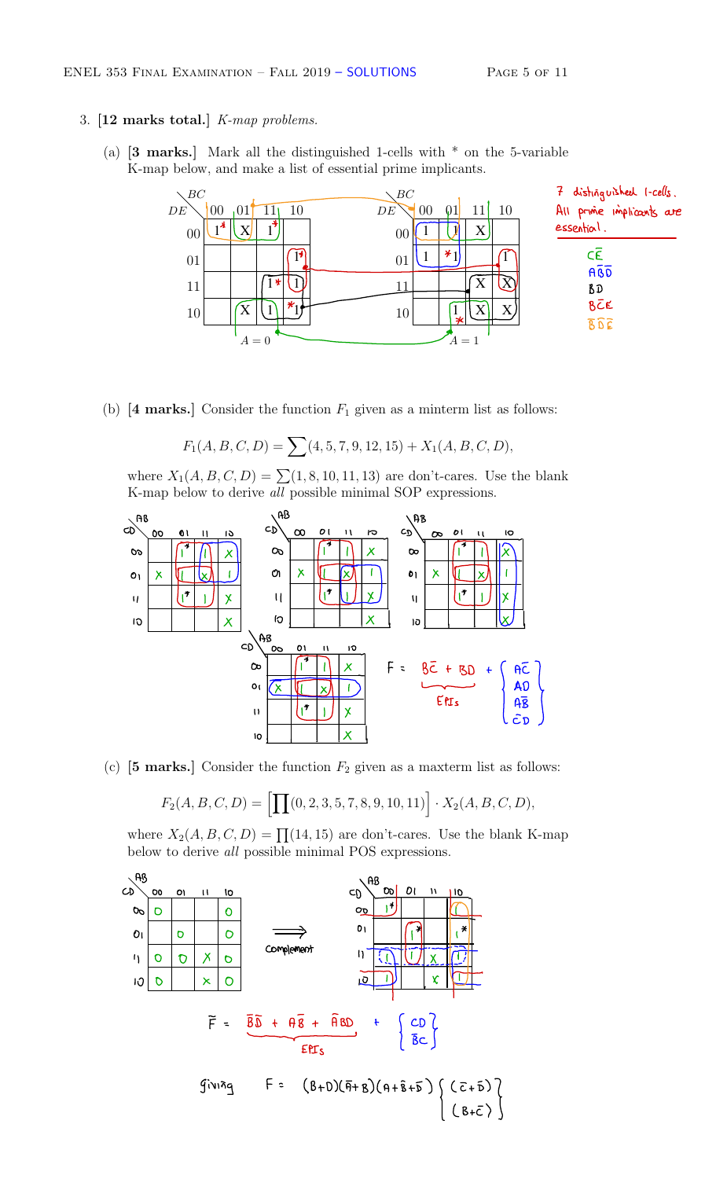3. **[12 marks total.]** *K-map problems.*

   (a) **[3 marks.]** Mark all the distinguished 1-cells with * on the 5-variable K-map below, and make a list of essential prime implicants.

   $A = 0$

   | DE \ BC | 00 | 01 | 11 | 10 |
   |---|---|---|---|---|
   | 00 | 1* | X | 1* | |
   | 01 | | | | 1* |
   | 11 | | | 1* | 1 |
   | 10 | | X | 1 | *1 |

   $A = 1$

   | DE \ BC | 00 | 01 | 11 | 10 |
   |---|---|---|---|---|
   | 00 | 1 | 1 | X | |
   | 01 | 1 | *1 | | 1 |
   | 11 | | | X | X |
   | 10 | | 1* | X | X |

   7 distinguished 1-cells.
   All prime implicants are essential.

   $C\bar{E}$
   $A\bar{B}\bar{D}$
   $BD$
   $B\bar{C}E$
   $\bar{B}\bar{D}\bar{E}$

   (b) **[4 marks.]** Consider the function $F_1$ given as a minterm list as follows:

   $$F_1(A, B, C, D) = \sum(4, 5, 7, 9, 12, 15) + X_1(A, B, C, D),$$

   where $X_1(A, B, C, D) = \sum(1, 8, 10, 11, 13)$ are don't-cares. Use the blank K-map below to derive *all* possible minimal SOP expressions.

   | CD \ AB | 00 | 01 | 11 | 10 |
   |---|---|---|---|---|
   | 00 | | 1* | 1 | X |
   | 01 | X | 1 | X | 1 |
   | 11 | | 1* | 1 | X |
   | 10 | | | | X |

   $$F = \underbrace{B\bar{C} + BD}_{\text{EPIs}} + \left\{ \begin{array}{c} A\bar{C} \\ AD \\ A\bar{B} \\ \bar{C}D \end{array} \right\}$$

   (c) **[5 marks.]** Consider the function $F_2$ given as a maxterm list as follows:

   $$F_2(A, B, C, D) = \left[\prod(0, 2, 3, 5, 7, 8, 9, 10, 11)\right] \cdot X_2(A, B, C, D),$$

   where $X_2(A, B, C, D) = \prod(14, 15)$ are don't-cares. Use the blank K-map below to derive *all* possible minimal POS expressions.

   | CD \ AB | 00 | 01 | 11 | 10 |
   |---|---|---|---|---|
   | 00 | 0 | | | 0 |
   | 01 | | 0 | | 0 |
   | 11 | 0 | 0 | X | 0 |
   | 10 | 0 | | X | 0 |

   $\Longrightarrow$ Complement

   | CD \ AB | 00 | 01 | 11 | 10 |
   |---|---|---|---|---|
   | 00 | 1* | | | 1 |
   | 01 | | 1* | | 1* |
   | 11 | 1 | 1 | X | 1 |
   | 10 | 1 | | X | 1 |

   $$\tilde{F} = \underbrace{\bar{B}\bar{D} + A\bar{B} + \bar{A}BD}_{\text{EPIs}} + \left\{ \begin{array}{c} CD \\ \bar{B}C \end{array} \right\}$$

   giving $$F = (B+D)(\bar{A}+B)(A+\bar{B}+\bar{D}) \left\{ \begin{array}{c} (\bar{C}+\bar{D}) \\ (B+\bar{C}) \end{array} \right\}$$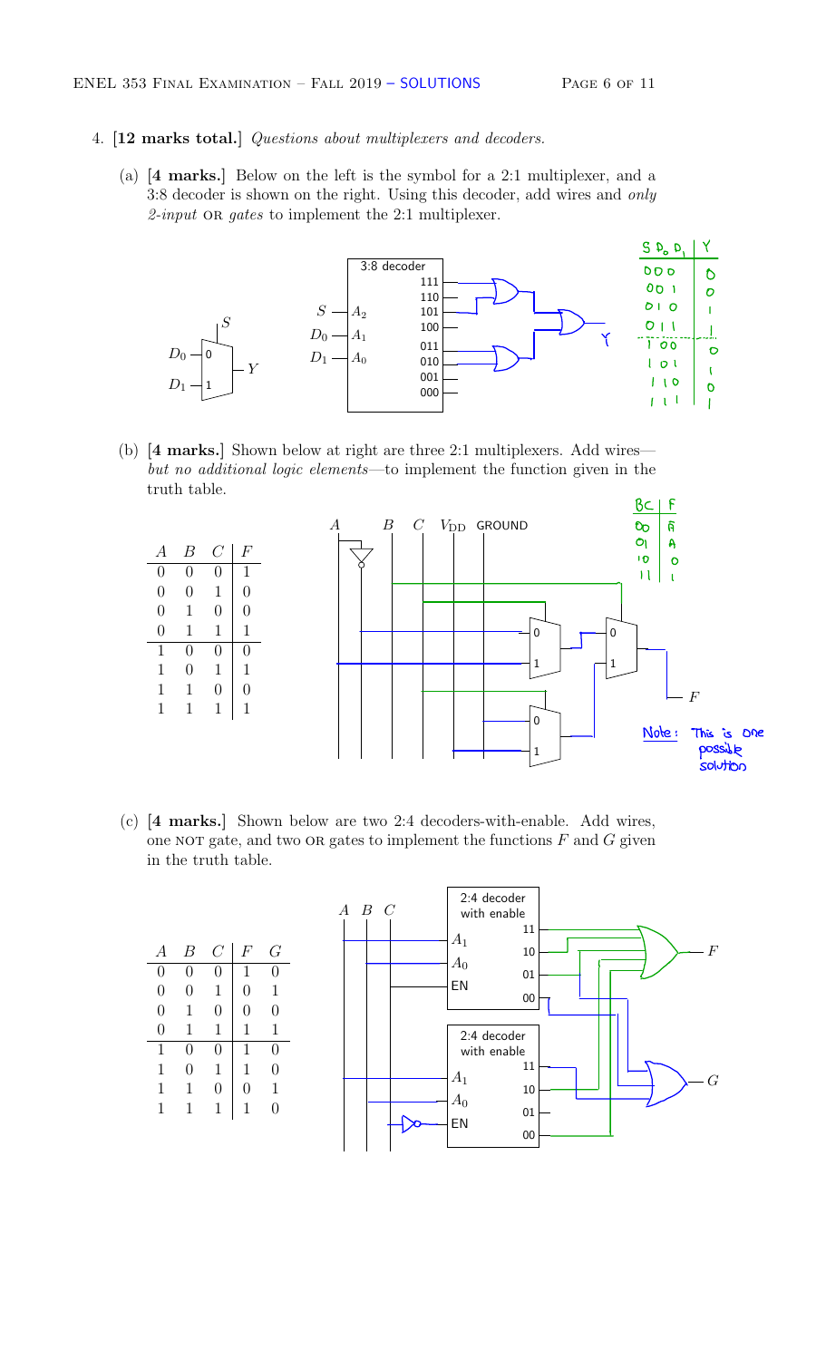4. **[12 marks total.]** *Questions about multiplexers and decoders.*

   (a) **[4 marks.]** Below on the left is the symbol for a 2:1 multiplexer, and a 3:8 decoder is shown on the right. Using this decoder, add wires and *only 2-input* OR *gates* to implement the 2:1 multiplexer.

| $S\ D_0\ D_1$ | $Y$ |
|---|---|
| 000 | 0 |
| 001 | 0 |
| 010 | 1 |
| 011 | 1 |
| 100 | 0 |
| 101 | 1 |
| 110 | 0 |
| 111 | 1 |

   (b) **[4 marks.]** Shown below at right are three 2:1 multiplexers. Add wires—*but no additional logic elements*—to implement the function given in the truth table.

| $A$ | $B$ | $C$ | $F$ |
|---|---|---|---|
| 0 | 0 | 0 | 1 |
| 0 | 0 | 1 | 0 |
| 0 | 1 | 0 | 0 |
| 0 | 1 | 1 | 1 |
| 1 | 0 | 0 | 0 |
| 1 | 0 | 1 | 1 |
| 1 | 1 | 0 | 0 |
| 1 | 1 | 1 | 1 |

| BC | F |
|---|---|
| 00 | $\bar{A}$ |
| 01 | A |
| 10 | 0 |
| 11 | 1 |

Note: This is one possible solution

   (c) **[4 marks.]** Shown below are two 2:4 decoders-with-enable. Add wires, one NOT gate, and two OR gates to implement the functions $F$ and $G$ given in the truth table.

| $A$ | $B$ | $C$ | $F$ | $G$ |
|---|---|---|---|---|
| 0 | 0 | 0 | 1 | 0 |
| 0 | 0 | 1 | 0 | 1 |
| 0 | 1 | 0 | 0 | 0 |
| 0 | 1 | 1 | 1 | 1 |
| 1 | 0 | 0 | 1 | 0 |
| 1 | 0 | 1 | 1 | 0 |
| 1 | 1 | 0 | 0 | 1 |
| 1 | 1 | 1 | 1 | 0 |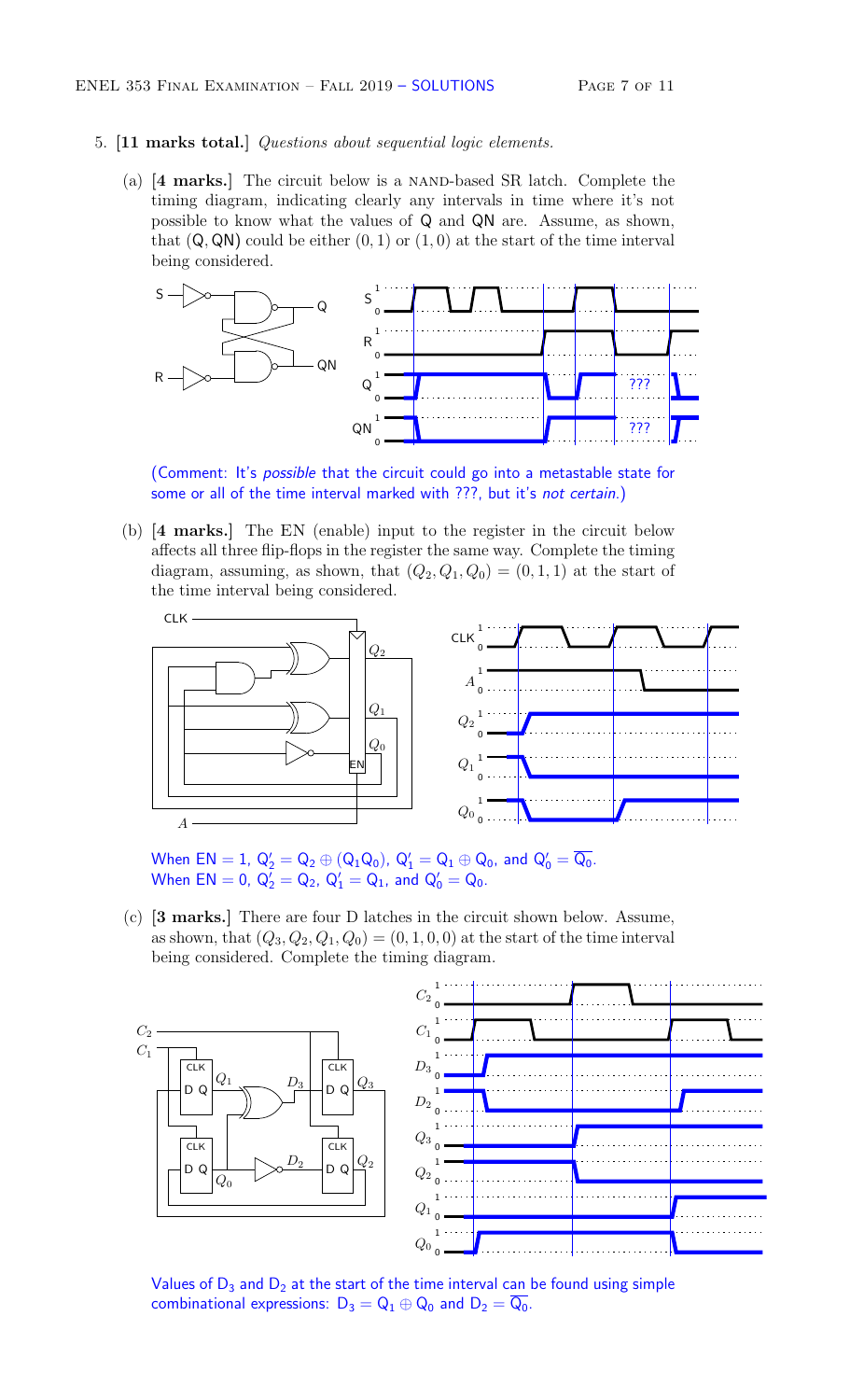5. **[11 marks total.]** *Questions about sequential logic elements.*

   (a) **[4 marks.]** The circuit below is a NAND-based SR latch. Complete the timing diagram, indicating clearly any intervals in time where it's not possible to know what the values of Q and QN are. Assume, as shown, that (Q, QN) could be either (0, 1) or (1, 0) at the start of the time interval being considered.

   (Comment: It's *possible* that the circuit could go into a metastable state for some or all of the time interval marked with ???, but it's *not certain*.)

   (b) **[4 marks.]** The EN (enable) input to the register in the circuit below affects all three flip-flops in the register the same way. Complete the timing diagram, assuming, as shown, that $(Q_2, Q_1, Q_0) = (0, 1, 1)$ at the start of the time interval being considered.

   When EN = 1, $Q_2' = Q_2 \oplus (Q_1 Q_0)$, $Q_1' = Q_1 \oplus Q_0$, and $Q_0' = \overline{Q_0}$.
   When EN = 0, $Q_2' = Q_2$, $Q_1' = Q_1$, and $Q_0' = Q_0$.

   (c) **[3 marks.]** There are four D latches in the circuit shown below. Assume, as shown, that $(Q_3, Q_2, Q_1, Q_0) = (0, 1, 0, 0)$ at the start of the time interval being considered. Complete the timing diagram.

   Values of $D_3$ and $D_2$ at the start of the time interval can be found using simple combinational expressions: $D_3 = Q_1 \oplus Q_0$ and $D_2 = \overline{Q_0}$.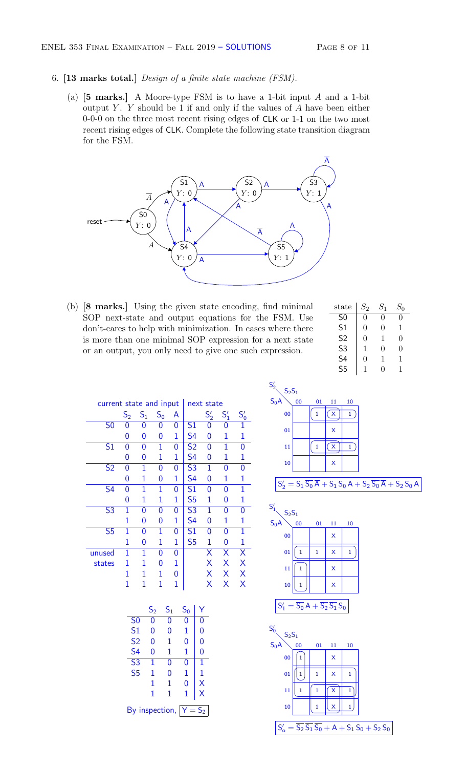6. **[13 marks total.]** *Design of a finite state machine (FSM).*

(a) **[5 marks.]** A Moore-type FSM is to have a 1-bit input $A$ and a 1-bit output $Y$. $Y$ should be 1 if and only if the values of $A$ have been either 0-0-0 on the three most recent rising edges of CLK or 1-1 on the two most recent rising edges of CLK. Complete the following state transition diagram for the FSM.

(b) **[8 marks.]** Using the given state encoding, find minimal SOP next-state and output equations for the FSM. Use don't-cares to help with minimization. In cases where there is more than one minimal SOP expression for a next state or an output, you only need to give one such expression.

| state | $S_2$ | $S_1$ | $S_0$ |
|---|---|---|---|
| S0 | 0 | 0 | 0 |
| S1 | 0 | 0 | 1 |
| S2 | 0 | 1 | 0 |
| S3 | 1 | 0 | 0 |
| S4 | 0 | 1 | 1 |
| S5 | 1 | 0 | 1 |

| current state and input | $S_2$ | $S_1$ | $S_0$ | A | next state | $S_2'$ | $S_1'$ | $S_0'$ |
|---|---|---|---|---|---|---|---|---|
| S0 | 0 | 0 | 0 | 0 | S1 | 0 | 0 | 1 |
| | 0 | 0 | 0 | 1 | S4 | 0 | 1 | 1 |
| S1 | 0 | 0 | 1 | 0 | S2 | 0 | 1 | 0 |
| | 0 | 0 | 1 | 1 | S4 | 0 | 1 | 1 |
| S2 | 0 | 1 | 0 | 0 | S3 | 1 | 0 | 0 |
| | 0 | 1 | 0 | 1 | S4 | 0 | 1 | 1 |
| S4 | 0 | 1 | 1 | 0 | S1 | 0 | 0 | 1 |
| | 0 | 1 | 1 | 1 | S5 | 1 | 0 | 1 |
| S3 | 1 | 0 | 0 | 0 | S3 | 1 | 0 | 0 |
| | 1 | 0 | 0 | 1 | S4 | 0 | 1 | 1 |
| S5 | 1 | 0 | 1 | 0 | S1 | 0 | 0 | 1 |
| | 1 | 0 | 1 | 1 | S5 | 1 | 0 | 1 |
| unused states | 1 | 1 | 0 | 0 | | X | X | X |
| | 1 | 1 | 0 | 1 | | X | X | X |
| | 1 | 1 | 1 | 0 | | X | X | X |
| | 1 | 1 | 1 | 1 | | X | X | X |

| | $S_2$ | $S_1$ | $S_0$ | Y |
|---|---|---|---|---|
| S0 | 0 | 0 | 0 | 0 |
| S1 | 0 | 0 | 1 | 0 |
| S2 | 0 | 1 | 0 | 0 |
| S4 | 0 | 1 | 1 | 0 |
| S3 | 1 | 0 | 0 | 1 |
| S5 | 1 | 0 | 1 | 1 |
| | 1 | 1 | 0 | X |
| | 1 | 1 | 1 | X |

By inspection, $Y = S_2$

$S_2'$ K-map:

| $S_0A$ \ $S_2S_1$ | 00 | 01 | 11 | 10 |
|---|---|---|---|---|
| 00 | | 1 | X | 1 |
| 01 | | | X | |
| 11 | | 1 | X | 1 |
| 10 | | | X | |

$$S_2' = S_1\,\overline{S_0}\,\overline{A} + S_1\,S_0\,A + S_2\,\overline{S_0}\,\overline{A} + S_2\,S_0\,A$$

$S_1'$ K-map:

| $S_0A$ \ $S_2S_1$ | 00 | 01 | 11 | 10 |
|---|---|---|---|---|
| 00 | | | X | |
| 01 | 1 | 1 | X | 1 |
| 11 | 1 | | X | |
| 10 | 1 | | X | |

$$S_1' = \overline{S_0}\,A + \overline{S_2}\,\overline{S_1}\,S_0$$

$S_0'$ K-map:

| $S_0A$ \ $S_2S_1$ | 00 | 01 | 11 | 10 |
|---|---|---|---|---|
| 00 | 1 | | X | |
| 01 | 1 | 1 | X | 1 |
| 11 | 1 | 1 | X | 1 |
| 10 | | 1 | X | 1 |

$$S_0' = \overline{S_2}\,\overline{S_1}\,\overline{S_0} + A + S_1\,S_0 + S_2\,S_0$$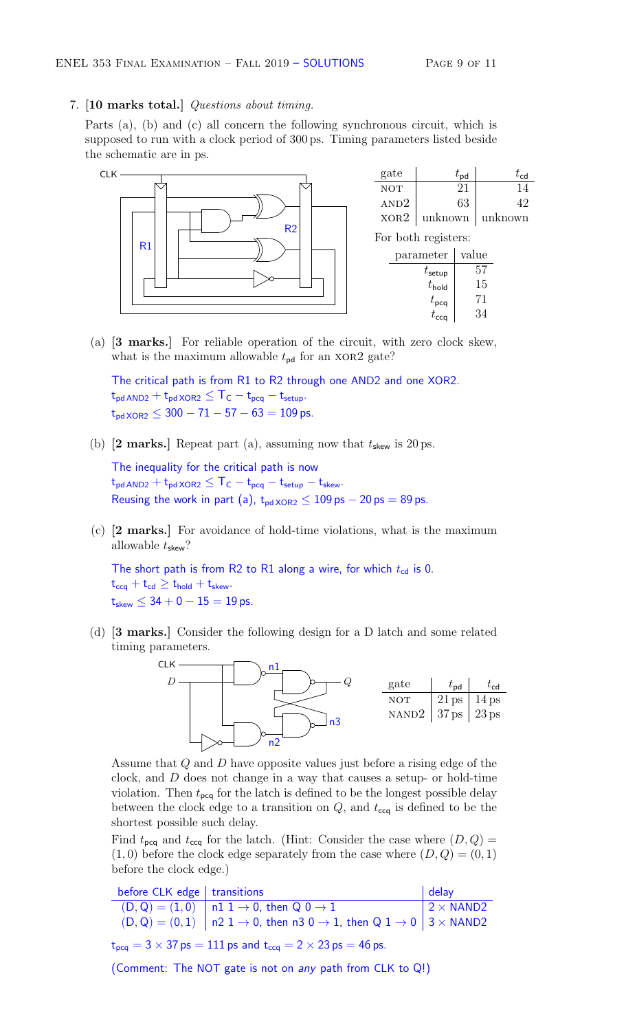7. **[10 marks total.]** *Questions about timing.*

Parts (a), (b) and (c) all concern the following synchronous circuit, which is supposed to run with a clock period of 300 ps. Timing parameters listed beside the schematic are in ps.

| gate | $t_{pd}$ | $t_{cd}$ |
|---|---|---|
| NOT | 21 | 14 |
| AND2 | 63 | 42 |
| XOR2 | unknown | unknown |

For both registers:

| parameter | value |
|---|---|
| $t_{setup}$ | 57 |
| $t_{hold}$ | 15 |
| $t_{pcq}$ | 71 |
| $t_{ccq}$ | 34 |

(a) **[3 marks.]** For reliable operation of the circuit, with zero clock skew, what is the maximum allowable $t_{pd}$ for an XOR2 gate?

The critical path is from R1 to R2 through one AND2 and one XOR2.
$t_{pd\,AND2} + t_{pd\,XOR2} \leq T_C - t_{pcq} - t_{setup}$.
$t_{pd\,XOR2} \leq 300 - 71 - 57 - 63 = 109$ ps.

(b) **[2 marks.]** Repeat part (a), assuming now that $t_{skew}$ is 20 ps.

The inequality for the critical path is now
$t_{pd\,AND2} + t_{pd\,XOR2} \leq T_C - t_{pcq} - t_{setup} - t_{skew}$.
Reusing the work in part (a), $t_{pd\,XOR2} \leq 109\text{ ps} - 20\text{ ps} = 89$ ps.

(c) **[2 marks.]** For avoidance of hold-time violations, what is the maximum allowable $t_{skew}$?

The short path is from R2 to R1 along a wire, for which $t_{cd}$ is 0.
$t_{ccq} + t_{cd} \geq t_{hold} + t_{skew}$.
$t_{skew} \leq 34 + 0 - 15 = 19$ ps.

(d) **[3 marks.]** Consider the following design for a D latch and some related timing parameters.

| gate | $t_{pd}$ | $t_{cd}$ |
|---|---|---|
| NOT | 21 ps | 14 ps |
| NAND2 | 37 ps | 23 ps |

Assume that $Q$ and $D$ have opposite values just before a rising edge of the clock, and $D$ does not change in a way that causes a setup- or hold-time violation. Then $t_{pcq}$ for the latch is defined to be the longest possible delay between the clock edge to a transition on $Q$, and $t_{ccq}$ is defined to be the shortest possible such delay.

Find $t_{pcq}$ and $t_{ccq}$ for the latch. (Hint: Consider the case where $(D, Q) = (1, 0)$ before the clock edge separately from the case where $(D, Q) = (0, 1)$ before the clock edge.)

| before CLK edge | transitions | delay |
|---|---|---|
| $(D, Q) = (1, 0)$ | n1 $1 \to 0$, then Q $0 \to 1$ | $2 \times$ NAND2 |
| $(D, Q) = (0, 1)$ | n2 $1 \to 0$, then n3 $0 \to 1$, then Q $1 \to 0$ | $3 \times$ NAND2 |

$t_{pcq} = 3 \times 37\text{ ps} = 111$ ps and $t_{ccq} = 2 \times 23\text{ ps} = 46$ ps.

(Comment: The NOT gate is not on *any* path from CLK to Q!)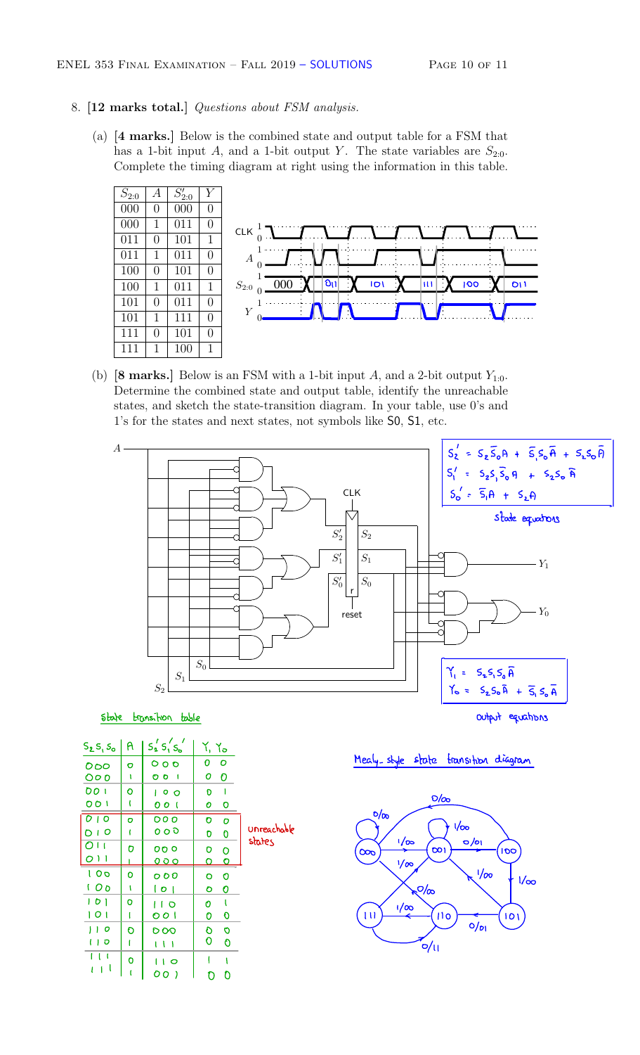8. **[12 marks total.]** *Questions about FSM analysis.*

(a) **[4 marks.]** Below is the combined state and output table for a FSM that has a 1-bit input $A$, and a 1-bit output $Y$. The state variables are $S_{2:0}$. Complete the timing diagram at right using the information in this table.

| $S_{2:0}$ | $A$ | $S'_{2:0}$ | $Y$ |
|---|---|---|---|
| 000 | 0 | 000 | 0 |
| 000 | 1 | 011 | 0 |
| 011 | 0 | 101 | 1 |
| 011 | 1 | 011 | 0 |
| 100 | 0 | 101 | 0 |
| 100 | 1 | 011 | 1 |
| 101 | 0 | 011 | 0 |
| 101 | 1 | 111 | 0 |
| 111 | 0 | 101 | 0 |
| 111 | 1 | 100 | 1 |

CLK, $A$, $S_{2:0}$: 000, 011, 101, 111, 100, 011; $Y$

(b) **[8 marks.]** Below is an FSM with a 1-bit input $A$, and a 2-bit output $Y_{1:0}$. Determine the combined state and output table, identify the unreachable states, and sketch the state-transition diagram. In your table, use 0's and 1's for the states and next states, not symbols like S0, S1, etc.

State equations:

$$S_2' = S_2\bar{S}_0 A + \bar{S}_1 S_0 \bar{A} + S_2 S_0 \bar{A}$$

$$S_1' = S_2 S_1 \bar{S}_0 A + S_2 S_0 \bar{A}$$

$$S_0' = \bar{S}_1 A + S_2 A$$

Output equations:

$$Y_1 = S_2 S_1 S_0 \bar{A}$$

$$Y_0 = S_2 S_0 \bar{A} + \bar{S}_1 S_0 \bar{A}$$

State transition table

| $S_2 S_1 S_0$ | $A$ | $S_2' S_1' S_0'$ | $Y_1$ $Y_0$ |
|---|---|---|---|
| 000 | 0 | 000 | 0 0 |
| 000 | 1 | 001 | 0 0 |
| 001 | 0 | 100 | 0 1 |
| 001 | 1 | 001 | 0 0 |
| 010 | 0 | 000 | 0 0 |
| 010 | 1 | 000 | 0 0 |
| 011 | 0 | 000 | 0 0 |
| 011 | 1 | 000 | 0 0 |
| 100 | 0 | 000 | 0 0 |
| 100 | 1 | 101 | 0 0 |
| 101 | 0 | 110 | 0 1 |
| 101 | 1 | 001 | 0 0 |
| 110 | 0 | 000 | 0 0 |
| 110 | 1 | 111 | 0 0 |
| 111 | 0 | 110 | 1 1 |
| 111 | 1 | 001 | 0 0 |

Unreachable states: 010, 011

Mealy-style state transition diagram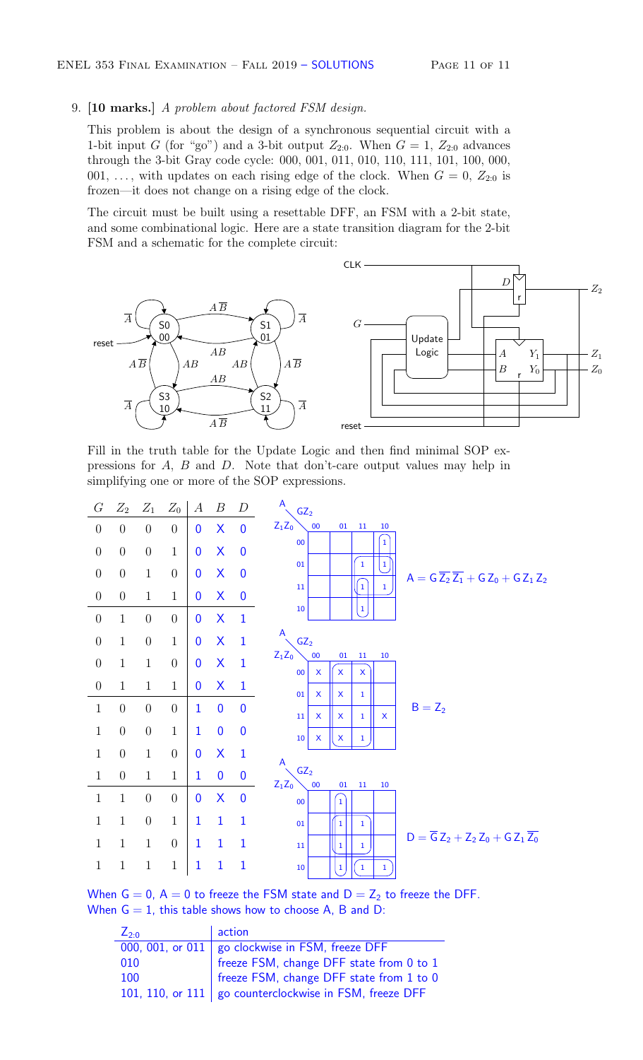9. **[10 marks.]** *A problem about factored FSM design.*

This problem is about the design of a synchronous sequential circuit with a 1-bit input $G$ (for "go") and a 3-bit output $Z_{2:0}$. When $G = 1$, $Z_{2:0}$ advances through the 3-bit Gray code cycle: 000, 001, 011, 010, 110, 111, 101, 100, 000, 001, ..., with updates on each rising edge of the clock. When $G = 0$, $Z_{2:0}$ is frozen—it does not change on a rising edge of the clock.

The circuit must be built using a resettable DFF, an FSM with a 2-bit state, and some combinational logic. Here are a state transition diagram for the 2-bit FSM and a schematic for the complete circuit:

S0 00, S1 01, S2 11, S3 10, reset

$A\overline{B}$, $AB$, $\overline{A}$

CLK, $D$, r, $Z_2$, $G$, Update Logic, $A$, $B$, $Y_1$, $Y_0$, $Z_1$, $Z_0$, reset

Fill in the truth table for the Update Logic and then find minimal SOP expressions for $A$, $B$ and $D$. Note that don't-care output values may help in simplifying one or more of the SOP expressions.

| $G$ | $Z_2$ | $Z_1$ | $Z_0$ | $A$ | $B$ | $D$ |
|---|---|---|---|---|---|---|
| 0 | 0 | 0 | 0 | 0 | X | 0 |
| 0 | 0 | 0 | 1 | 0 | X | 0 |
| 0 | 0 | 1 | 0 | 0 | X | 0 |
| 0 | 0 | 1 | 1 | 0 | X | 0 |
| 0 | 1 | 0 | 0 | 0 | X | 1 |
| 0 | 1 | 0 | 1 | 0 | X | 1 |
| 0 | 1 | 1 | 0 | 0 | X | 1 |
| 0 | 1 | 1 | 1 | 0 | X | 1 |
| 1 | 0 | 0 | 0 | 1 | 0 | 0 |
| 1 | 0 | 0 | 1 | 1 | 0 | 0 |
| 1 | 0 | 1 | 0 | 0 | X | 1 |
| 1 | 0 | 1 | 1 | 1 | 0 | 0 |
| 1 | 1 | 0 | 0 | 0 | X | 0 |
| 1 | 1 | 0 | 1 | 1 | 1 | 1 |
| 1 | 1 | 1 | 0 | 1 | 1 | 1 |
| 1 | 1 | 1 | 1 | 1 | 1 | 1 |

K-map for A:

| $Z_1Z_0$ \ $GZ_2$ | 00 | 01 | 11 | 10 |
|---|---|---|---|---|
| 00 | | | | 1 |
| 01 | | | 1 | 1 |
| 11 | | | 1 | 1 |
| 10 | | | 1 | |

$$A = G\,\overline{Z_2}\,\overline{Z_1} + G\,Z_0 + G\,Z_1\,Z_2$$

K-map for B:

| $Z_1Z_0$ \ $GZ_2$ | 00 | 01 | 11 | 10 |
|---|---|---|---|---|
| 00 | X | X | X | |
| 01 | X | X | 1 | |
| 11 | X | X | 1 | X |
| 10 | X | X | 1 | |

$$B = Z_2$$

K-map for D:

| $Z_1Z_0$ \ $GZ_2$ | 00 | 01 | 11 | 10 |
|---|---|---|---|---|
| 00 | | 1 | | |
| 01 | | 1 | 1 | |
| 11 | | 1 | 1 | |
| 10 | | 1 | 1 | 1 |

$$D = \overline{G}\,Z_2 + Z_2\,Z_0 + G\,Z_1\,\overline{Z_0}$$

When $G = 0$, $A = 0$ to freeze the FSM state and $D = Z_2$ to freeze the DFF.
When $G = 1$, this table shows how to choose A, B and D:

| $Z_{2:0}$ | action |
|---|---|
| 000, 001, or 011 | go clockwise in FSM, freeze DFF |
| 010 | freeze FSM, change DFF state from 0 to 1 |
| 100 | freeze FSM, change DFF state from 1 to 0 |
| 101, 110, or 111 | go counterclockwise in FSM, freeze DFF |